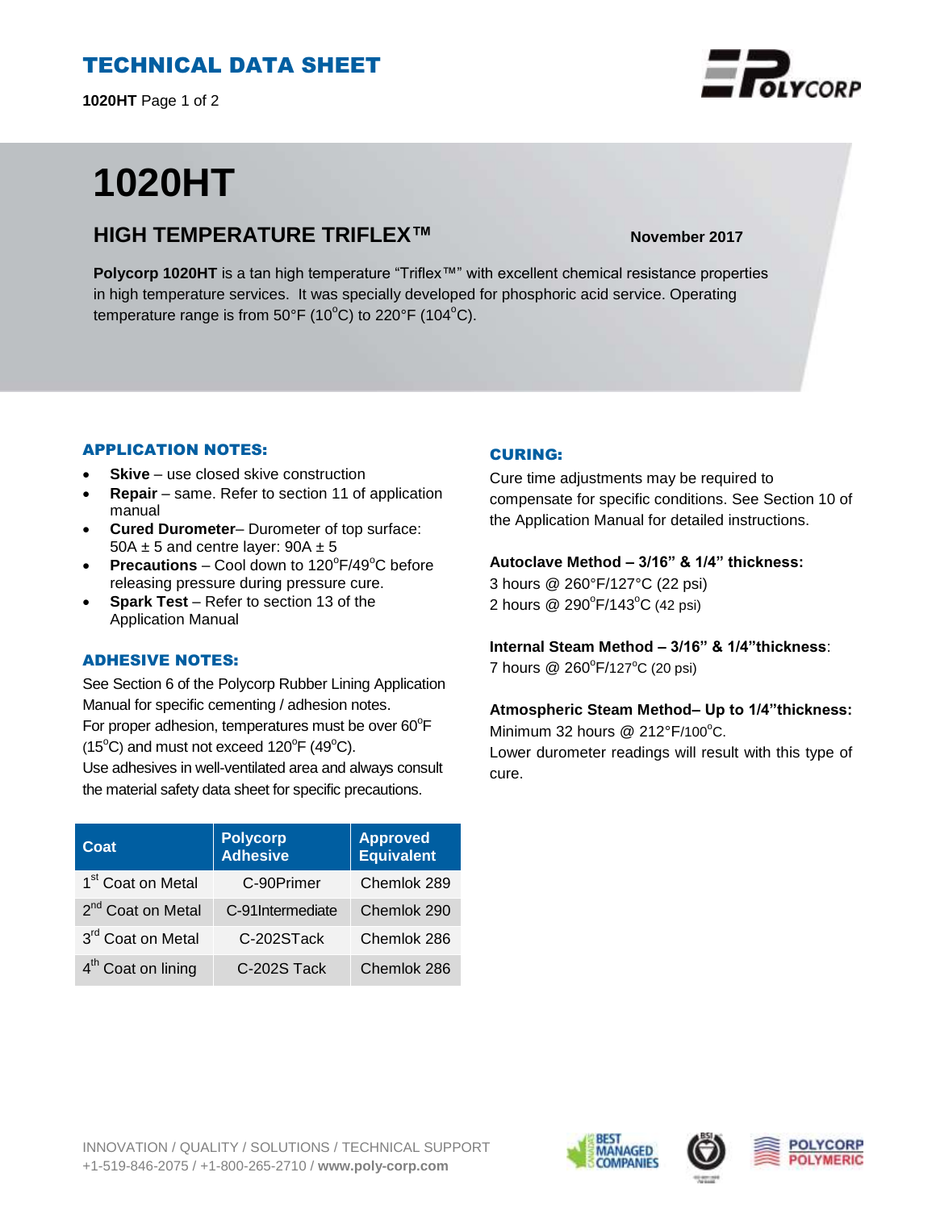# TECHNICAL DATA SHEET

# 1020HT

## HIGH TEMPERATURE TRIFLEX™

**November 2017**

**Polycorp 1020HT** is a tan high temperature "Triflex™" with excellent chemical resistance properties in high temperature services. It was specially developed for phosphoric acid service. Operating temperature range is from 50°F (10°C) to 220°F (104°C).

### APPLICATION NOTES:

- **Skive** – use closed skive construction
- **Repair** – same. Refer to section 11 of application manual
- **Cured Durometer**– Durometer of top surface: 50A ± 5 and centre layer: 90A ± 5
- **Precautions** – Cool down to 120°F/49°C before releasing pressure during pressure cure.
- **Spark Test** – Refer to section 13 of the Application Manual

### ADHESIVE NOTES:

See Section 6 of the Polycorp Rubber Lining Application Manual for specific cementing / adhesion notes.
For proper adhesion, temperatures must be over 60°F (15°C) and must not exceed 120°F (49°C).
Use adhesives in well-ventilated area and always consult the material safety data sheet for specific precautions.

| Coat | Polycorp Adhesive | Approved Equivalent |
|---|---|---|
| 1st Coat on Metal | C-90Primer | Chemlok 289 |
| 2nd Coat on Metal | C-91Intermediate | Chemlok 290 |
| 3rd Coat on Metal | C-202STack | Chemlok 286 |
| 4th Coat on lining | C-202S Tack | Chemlok 286 |

### CURING:

Cure time adjustments may be required to compensate for specific conditions. See Section 10 of the Application Manual for detailed instructions.

**Autoclave Method – 3/16" & 1/4" thickness:**
3 hours @ 260°F/127°C (22 psi)
2 hours @ 290°F/143°C (42 psi)

**Internal Steam Method – 3/16" & 1/4"thickness**:
7 hours @ 260°F/127°C (20 psi)

**Atmospheric Steam Method– Up to 1/4"thickness:**
Minimum 32 hours @ 212°F/100°C.
Lower durometer readings will result with this type of cure.

INNOVATION / QUALITY / SOLUTIONS / TECHNICAL SUPPORT
+1-519-846-2075 / +1-800-265-2710 / **www.poly-corp.com**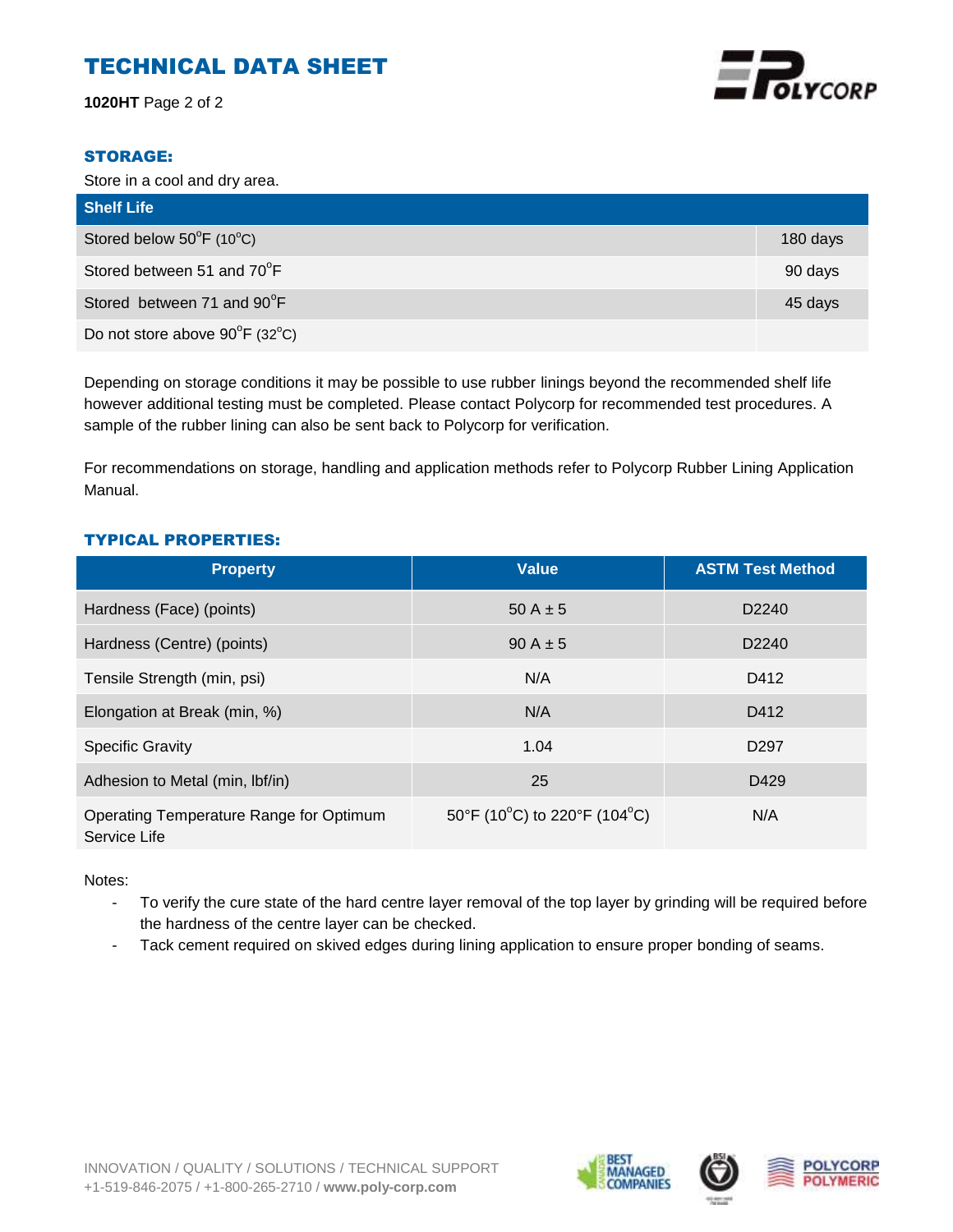## STORAGE:

Store in a cool and dry area.

| Shelf Life | |
|---|---|
| Stored below 50°F (10°C) | 180 days |
| Stored between 51 and 70°F | 90 days |
| Stored between 71 and 90°F | 45 days |
| Do not store above 90°F (32°C) | |

Depending on storage conditions it may be possible to use rubber linings beyond the recommended shelf life however additional testing must be completed. Please contact Polycorp for recommended test procedures. A sample of the rubber lining can also be sent back to Polycorp for verification.

For recommendations on storage, handling and application methods refer to Polycorp Rubber Lining Application Manual.

## TYPICAL PROPERTIES:

| Property | Value | ASTM Test Method |
|---|---|---|
| Hardness (Face) (points) | 50 A ± 5 | D2240 |
| Hardness (Centre) (points) | 90 A ± 5 | D2240 |
| Tensile Strength (min, psi) | N/A | D412 |
| Elongation at Break (min, %) | N/A | D412 |
| Specific Gravity | 1.04 | D297 |
| Adhesion to Metal (min, lbf/in) | 25 | D429 |
| Operating Temperature Range for Optimum Service Life | 50°F (10°C) to 220°F (104°C) | N/A |

Notes:

- To verify the cure state of the hard centre layer removal of the top layer by grinding will be required before the hardness of the centre layer can be checked.
- Tack cement required on skived edges during lining application to ensure proper bonding of seams.

INNOVATION / QUALITY / SOLUTIONS / TECHNICAL SUPPORT
+1-519-846-2075 / +1-800-265-2710 / **www.poly-corp.com**